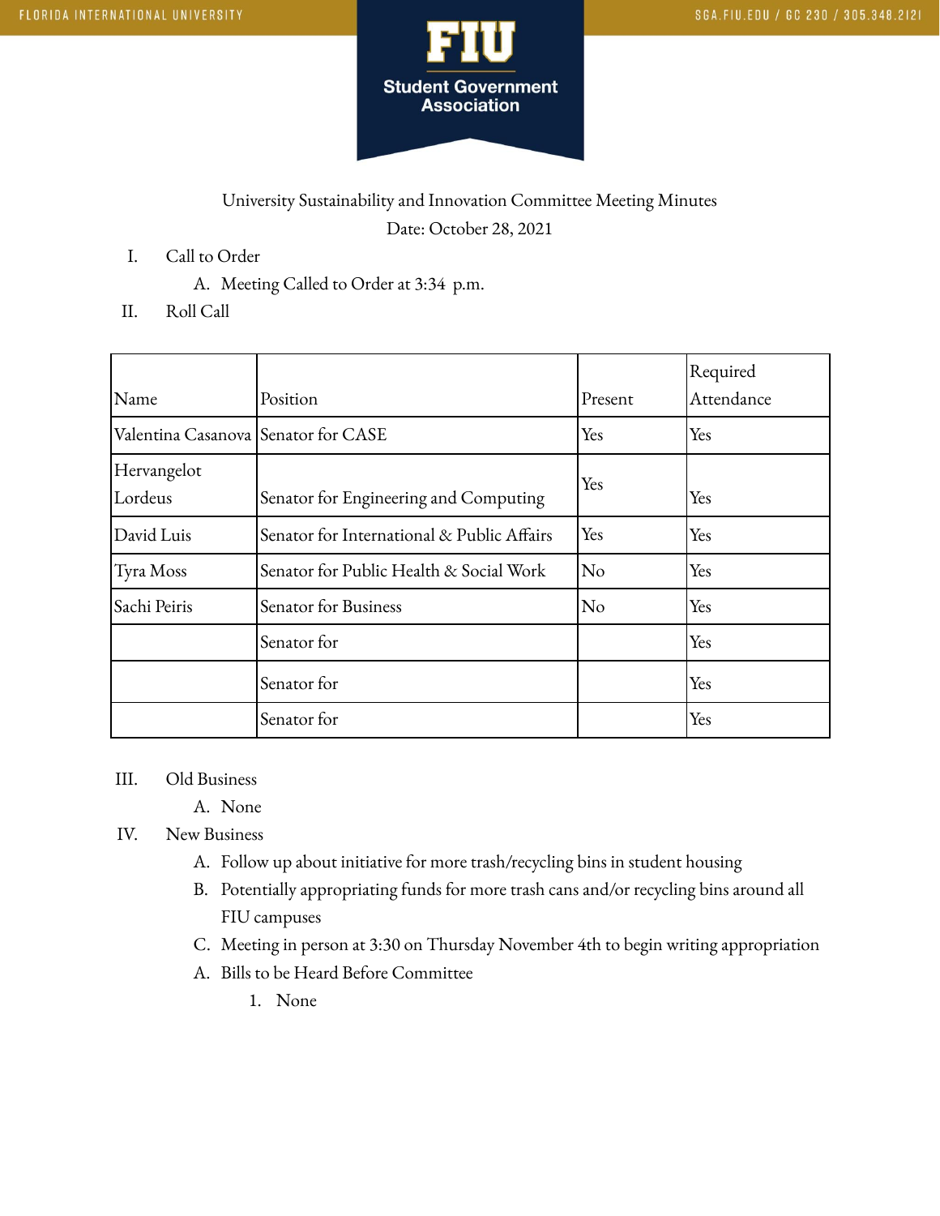FLORIDA INTERNATIONAL UNIVERSITY

SGA.FIU.EDU / GC 230 / 305.348.2121

**FIU**

**Student Government Association**

University Sustainability and Innovation Committee Meeting Minutes

Date: October 28, 2021

I. Call to Order
   A. Meeting Called to Order at 3:34 p.m.

II. Roll Call

| Name | Position | Present | Required Attendance |
|---|---|---|---|
| Valentina Casanova | Senator for CASE | Yes | Yes |
| Hervangelot Lordeus | Senator for Engineering and Computing | Yes | Yes |
| David Luis | Senator for International & Public Affairs | Yes | Yes |
| Tyra Moss | Senator for Public Health & Social Work | No | Yes |
| Sachi Peiris | Senator for Business | No | Yes |
| | Senator for | | Yes |
| | Senator for | | Yes |
| | Senator for | | Yes |

III. Old Business
   A. None

IV. New Business
   A. Follow up about initiative for more trash/recycling bins in student housing
   B. Potentially appropriating funds for more trash cans and/or recycling bins around all FIU campuses
   C. Meeting in person at 3:30 on Thursday November 4th to begin writing appropriation
   A. Bills to be Heard Before Committee
      1. None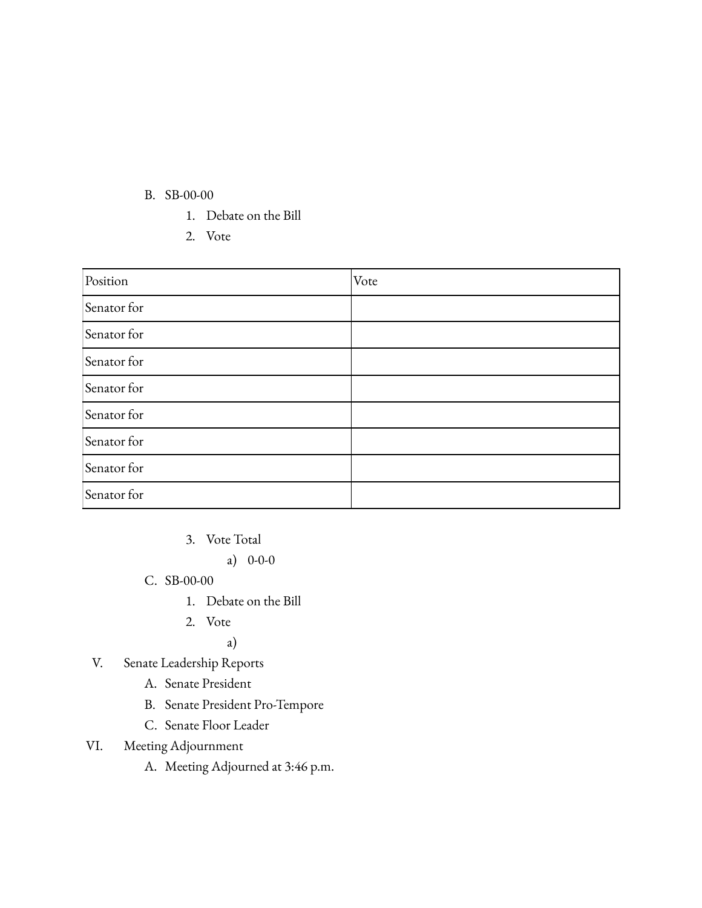B. SB-00-00
    1. Debate on the Bill
    2. Vote

| Position | Vote |
|---|---|
| Senator for | |
| Senator for | |
| Senator for | |
| Senator for | |
| Senator for | |
| Senator for | |
| Senator for | |
| Senator for | |

    3. Vote Total
        a) 0-0-0

C. SB-00-00
    1. Debate on the Bill
    2. Vote
        a)

V. Senate Leadership Reports
    A. Senate President
    B. Senate President Pro-Tempore
    C. Senate Floor Leader

VI. Meeting Adjournment
    A. Meeting Adjourned at 3:46 p.m.